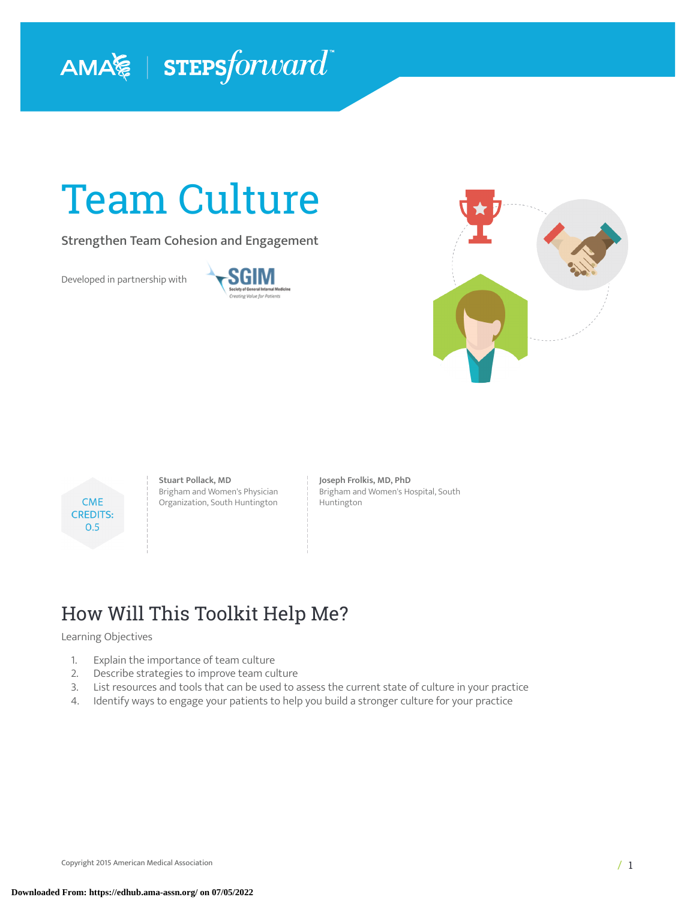# Team Culture

Strengthen Team Cohesion and Engagement

Developed in partnership with SGIM

CME CREDITS: 0.5

**Stuart Pollack, MD**
Brigham and Women's Physician Organization, South Huntington

**Joseph Frolkis, MD, PhD**
Brigham and Women's Hospital, South Huntington

## How Will This Toolkit Help Me?

Learning Objectives

1. Explain the importance of team culture
2. Describe strategies to improve team culture
3. List resources and tools that can be used to assess the current state of culture in your practice
4. Identify ways to engage your patients to help you build a stronger culture for your practice

Copyright 2015 American Medical Association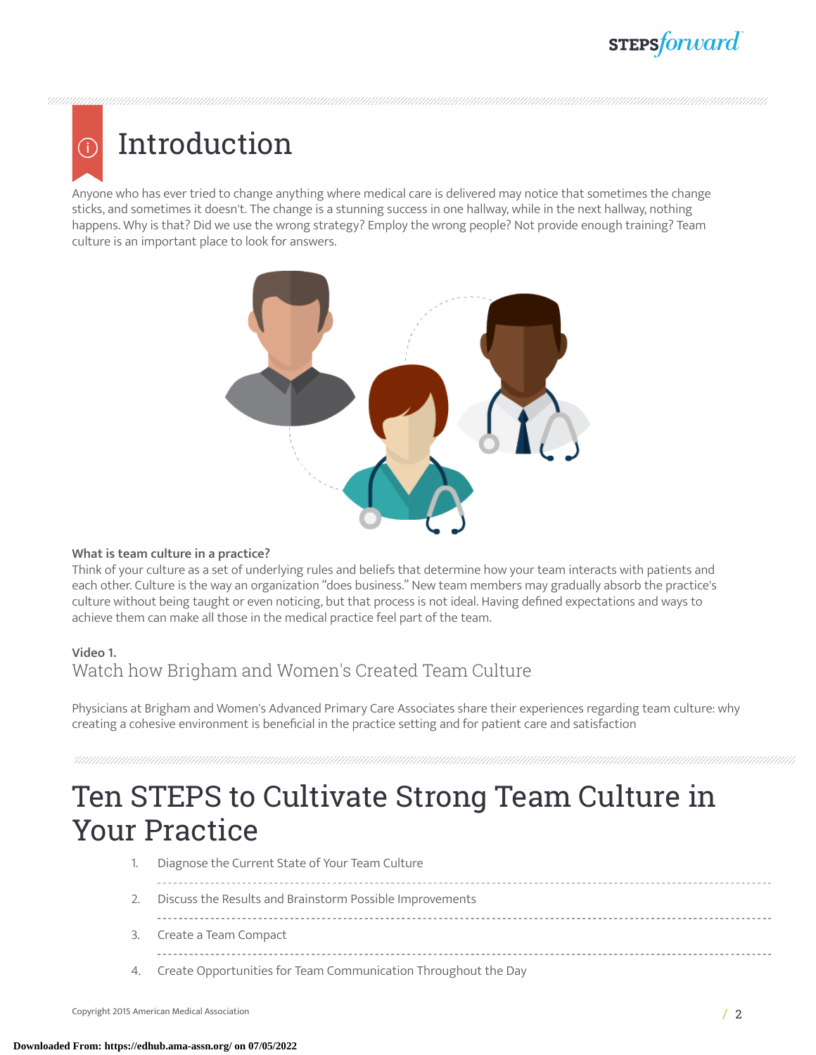# Introduction

Anyone who has ever tried to change anything where medical care is delivered may notice that sometimes the change sticks, and sometimes it doesn't. The change is a stunning success in one hallway, while in the next hallway, nothing happens. Why is that? Did we use the wrong strategy? Employ the wrong people? Not provide enough training? Team culture is an important place to look for answers.

**What is team culture in a practice?**

Think of your culture as a set of underlying rules and beliefs that determine how your team interacts with patients and each other. Culture is the way an organization "does business." New team members may gradually absorb the practice's culture without being taught or even noticing, but that process is not ideal. Having defined expectations and ways to achieve them can make all those in the medical practice feel part of the team.

**Video 1.**

### Watch how Brigham and Women's Created Team Culture

Physicians at Brigham and Women's Advanced Primary Care Associates share their experiences regarding team culture: why creating a cohesive environment is beneficial in the practice setting and for patient care and satisfaction

# Ten STEPS to Cultivate Strong Team Culture in Your Practice

1. Diagnose the Current State of Your Team Culture
2. Discuss the Results and Brainstorm Possible Improvements
3. Create a Team Compact
4. Create Opportunities for Team Communication Throughout the Day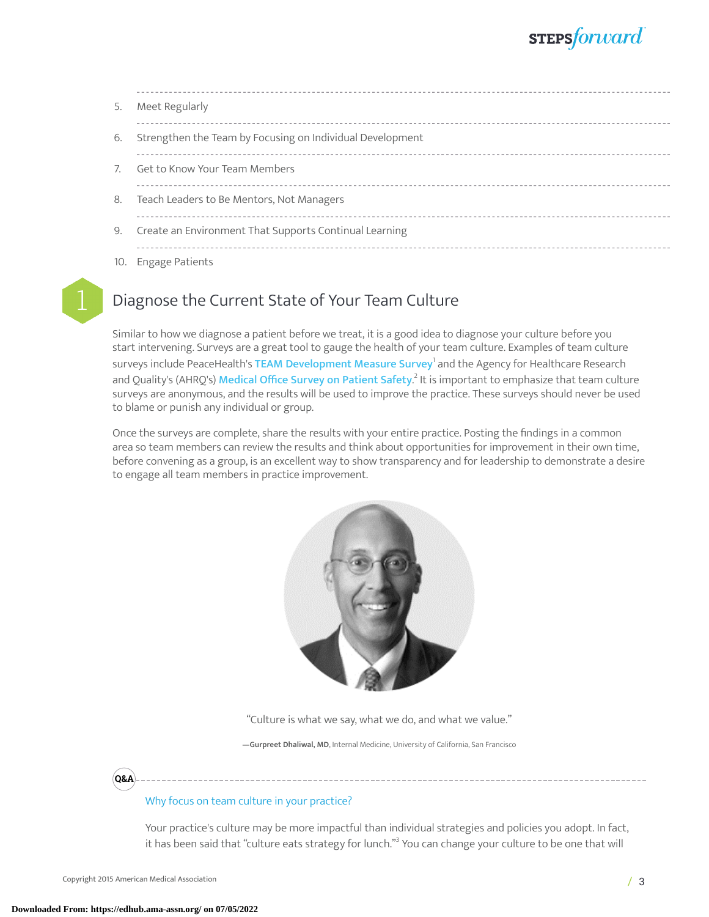5. Meet Regularly
6. Strengthen the Team by Focusing on Individual Development
7. Get to Know Your Team Members
8. Teach Leaders to Be Mentors, Not Managers
9. Create an Environment That Supports Continual Learning
10. Engage Patients

## 1 Diagnose the Current State of Your Team Culture

Similar to how we diagnose a patient before we treat, it is a good idea to diagnose your culture before you start intervening. Surveys are a great tool to gauge the health of your team culture. Examples of team culture surveys include PeaceHealth's TEAM Development Measure Survey[1] and the Agency for Healthcare Research and Quality's (AHRQ's) Medical Office Survey on Patient Safety.[2] It is important to emphasize that team culture surveys are anonymous, and the results will be used to improve the practice. These surveys should never be used to blame or punish any individual or group.

Once the surveys are complete, share the results with your entire practice. Posting the findings in a common area so team members can review the results and think about opportunities for improvement in their own time, before convening as a group, is an excellent way to show transparency and for leadership to demonstrate a desire to engage all team members in practice improvement.

"Culture is what we say, what we do, and what we value."

—**Gurpreet Dhaliwal, MD**, Internal Medicine, University of California, San Francisco

**Q&A**

Why focus on team culture in your practice?

Your practice's culture may be more impactful than individual strategies and policies you adopt. In fact, it has been said that "culture eats strategy for lunch."[3] You can change your culture to be one that will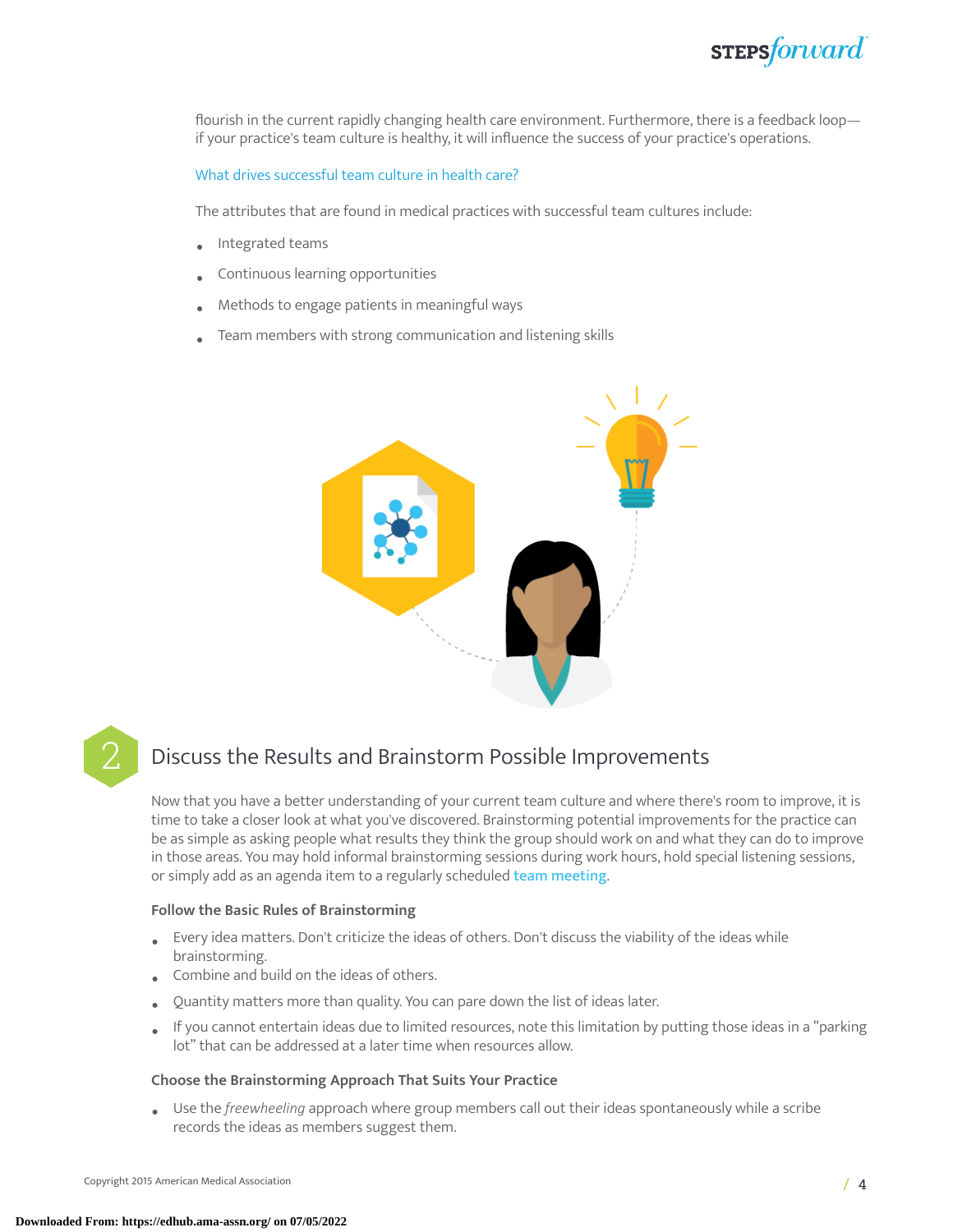flourish in the current rapidly changing health care environment. Furthermore, there is a feedback loop—if your practice's team culture is healthy, it will influence the success of your practice's operations.

What drives successful team culture in health care?

The attributes that are found in medical practices with successful team cultures include:

- Integrated teams
- Continuous learning opportunities
- Methods to engage patients in meaningful ways
- Team members with strong communication and listening skills

## 2 Discuss the Results and Brainstorm Possible Improvements

Now that you have a better understanding of your current team culture and where there's room to improve, it is time to take a closer look at what you've discovered. Brainstorming potential improvements for the practice can be as simple as asking people what results they think the group should work on and what they can do to improve in those areas. You may hold informal brainstorming sessions during work hours, hold special listening sessions, or simply add as an agenda item to a regularly scheduled team meeting.

### Follow the Basic Rules of Brainstorming

- Every idea matters. Don't criticize the ideas of others. Don't discuss the viability of the ideas while brainstorming.
- Combine and build on the ideas of others.
- Quantity matters more than quality. You can pare down the list of ideas later.
- If you cannot entertain ideas due to limited resources, note this limitation by putting those ideas in a "parking lot" that can be addressed at a later time when resources allow.

### Choose the Brainstorming Approach That Suits Your Practice

- Use the *freewheeling* approach where group members call out their ideas spontaneously while a scribe records the ideas as members suggest them.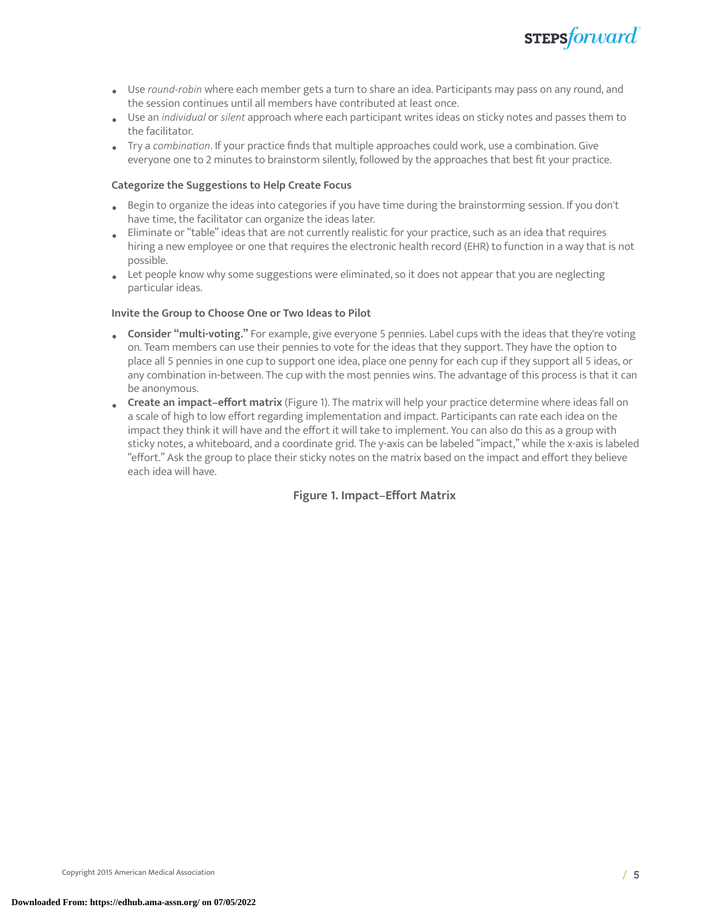- Use *round-robin* where each member gets a turn to share an idea. Participants may pass on any round, and the session continues until all members have contributed at least once.
- Use an *individual* or *silent* approach where each participant writes ideas on sticky notes and passes them to the facilitator.
- Try a *combination*. If your practice finds that multiple approaches could work, use a combination. Give everyone one to 2 minutes to brainstorm silently, followed by the approaches that best fit your practice.

#### Categorize the Suggestions to Help Create Focus

- Begin to organize the ideas into categories if you have time during the brainstorming session. If you don't have time, the facilitator can organize the ideas later.
- Eliminate or "table" ideas that are not currently realistic for your practice, such as an idea that requires hiring a new employee or one that requires the electronic health record (EHR) to function in a way that is not possible.
- Let people know why some suggestions were eliminated, so it does not appear that you are neglecting particular ideas.

#### Invite the Group to Choose One or Two Ideas to Pilot

- **Consider "multi-voting."** For example, give everyone 5 pennies. Label cups with the ideas that they're voting on. Team members can use their pennies to vote for the ideas that they support. They have the option to place all 5 pennies in one cup to support one idea, place one penny for each cup if they support all 5 ideas, or any combination in-between. The cup with the most pennies wins. The advantage of this process is that it can be anonymous.
- **Create an impact–effort matrix** (Figure 1). The matrix will help your practice determine where ideas fall on a scale of high to low effort regarding implementation and impact. Participants can rate each idea on the impact they think it will have and the effort it will take to implement. You can also do this as a group with sticky notes, a whiteboard, and a coordinate grid. The y-axis can be labeled "impact," while the x-axis is labeled "effort." Ask the group to place their sticky notes on the matrix based on the impact and effort they believe each idea will have.

**Figure 1. Impact–Effort Matrix**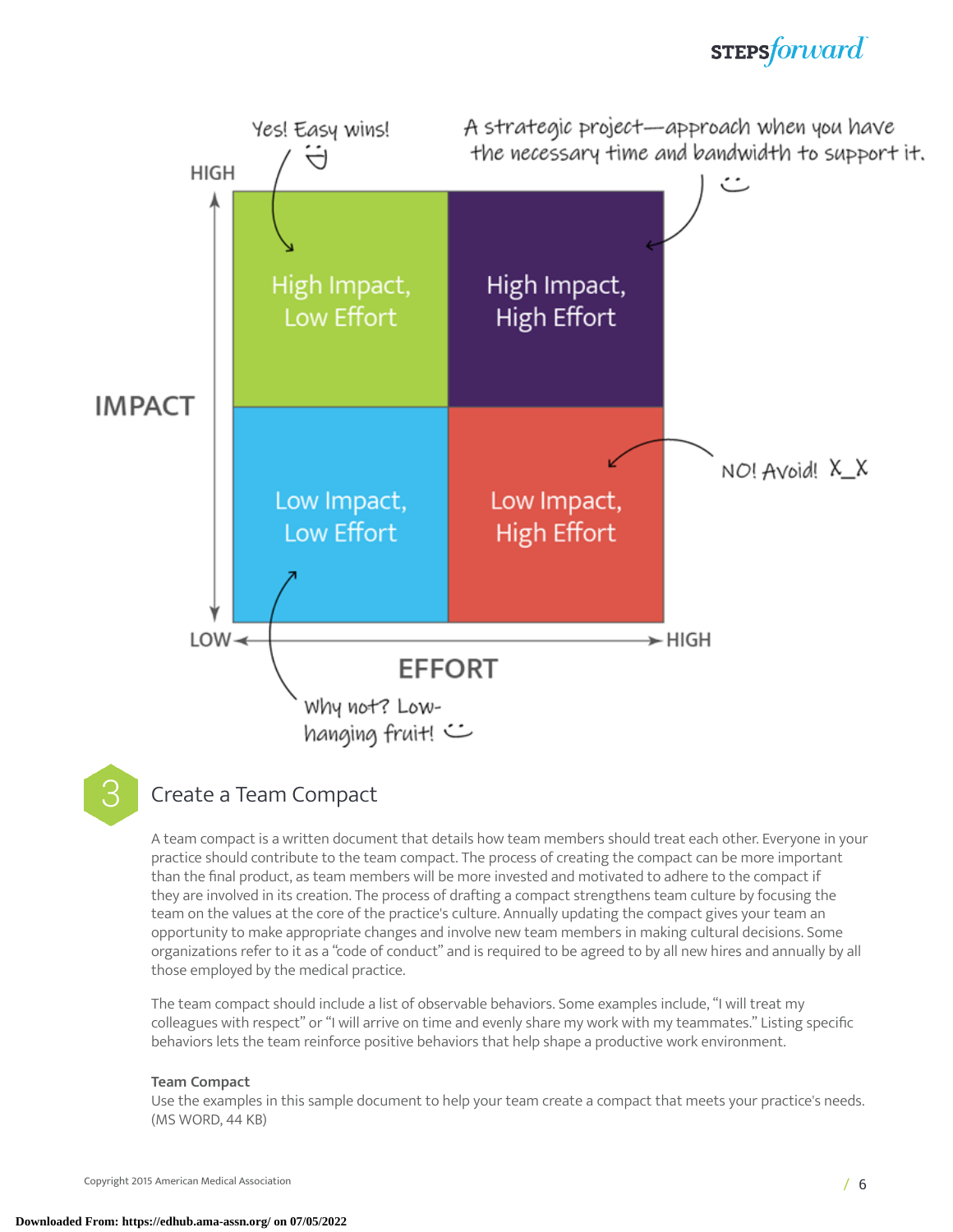Yes! Easy wins!

A strategic project—approach when you have the necessary time and bandwidth to support it.

| IMPACT | LOW EFFORT | HIGH EFFORT |
| --- | --- | --- |
| HIGH | High Impact, Low Effort | High Impact, High Effort |
| LOW | Low Impact, Low Effort | Low Impact, High Effort |

NO! Avoid! X_X

Why not? Low-hanging fruit!

## 3 Create a Team Compact

A team compact is a written document that details how team members should treat each other. Everyone in your practice should contribute to the team compact. The process of creating the compact can be more important than the final product, as team members will be more invested and motivated to adhere to the compact if they are involved in its creation. The process of drafting a compact strengthens team culture by focusing the team on the values at the core of the practice's culture. Annually updating the compact gives your team an opportunity to make appropriate changes and involve new team members in making cultural decisions. Some organizations refer to it as a "code of conduct" and is required to be agreed to by all new hires and annually by all those employed by the medical practice.

The team compact should include a list of observable behaviors. Some examples include, "I will treat my colleagues with respect" or "I will arrive on time and evenly share my work with my teammates." Listing specific behaviors lets the team reinforce positive behaviors that help shape a productive work environment.

**Team Compact**
Use the examples in this sample document to help your team create a compact that meets your practice's needs. (MS WORD, 44 KB)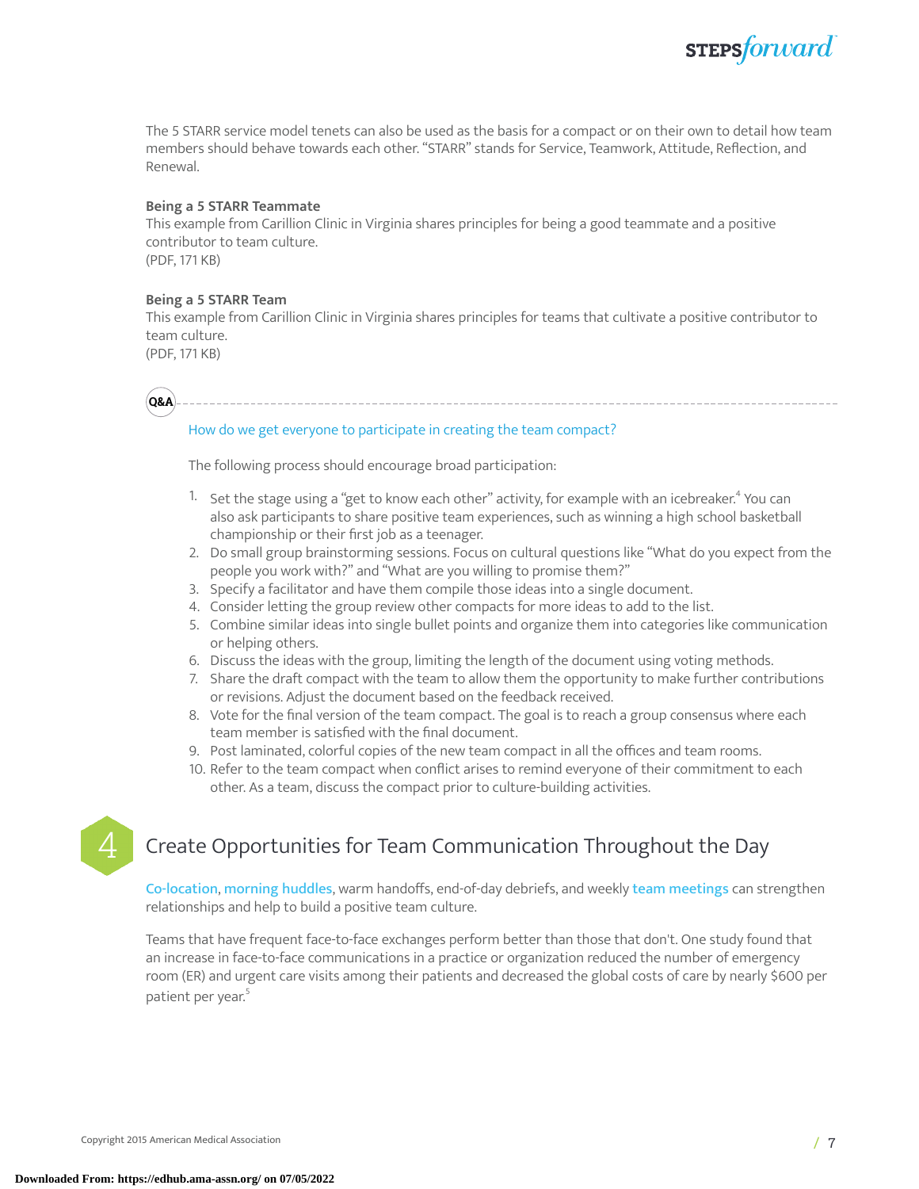The 5 STARR service model tenets can also be used as the basis for a compact or on their own to detail how team members should behave towards each other. "STARR" stands for Service, Teamwork, Attitude, Reflection, and Renewal.

**Being a 5 STARR Teammate**
This example from Carillion Clinic in Virginia shares principles for being a good teammate and a positive contributor to team culture.
(PDF, 171 KB)

**Being a 5 STARR Team**
This example from Carillion Clinic in Virginia shares principles for teams that cultivate a positive contributor to team culture.
(PDF, 171 KB)

**Q&A**

How do we get everyone to participate in creating the team compact?

The following process should encourage broad participation:

1. Set the stage using a "get to know each other" activity, for example with an icebreaker.[4] You can also ask participants to share positive team experiences, such as winning a high school basketball championship or their first job as a teenager.
2. Do small group brainstorming sessions. Focus on cultural questions like "What do you expect from the people you work with?" and "What are you willing to promise them?"
3. Specify a facilitator and have them compile those ideas into a single document.
4. Consider letting the group review other compacts for more ideas to add to the list.
5. Combine similar ideas into single bullet points and organize them into categories like communication or helping others.
6. Discuss the ideas with the group, limiting the length of the document using voting methods.
7. Share the draft compact with the team to allow them the opportunity to make further contributions or revisions. Adjust the document based on the feedback received.
8. Vote for the final version of the team compact. The goal is to reach a group consensus where each team member is satisfied with the final document.
9. Post laminated, colorful copies of the new team compact in all the offices and team rooms.
10. Refer to the team compact when conflict arises to remind everyone of their commitment to each other. As a team, discuss the compact prior to culture-building activities.

## 4 Create Opportunities for Team Communication Throughout the Day

Co-location, morning huddles, warm handoffs, end-of-day debriefs, and weekly team meetings can strengthen relationships and help to build a positive team culture.

Teams that have frequent face-to-face exchanges perform better than those that don't. One study found that an increase in face-to-face communications in a practice or organization reduced the number of emergency room (ER) and urgent care visits among their patients and decreased the global costs of care by nearly $600 per patient per year.[5]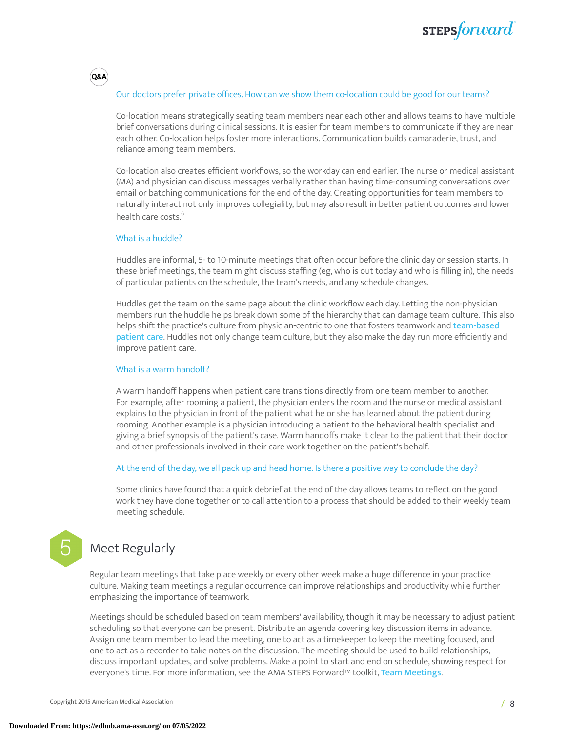**Q&A**

Our doctors prefer private offices. How can we show them co-location could be good for our teams?

Co-location means strategically seating team members near each other and allows teams to have multiple brief conversations during clinical sessions. It is easier for team members to communicate if they are near each other. Co-location helps foster more interactions. Communication builds camaraderie, trust, and reliance among team members.

Co-location also creates efficient workflows, so the workday can end earlier. The nurse or medical assistant (MA) and physician can discuss messages verbally rather than having time-consuming conversations over email or batching communications for the end of the day. Creating opportunities for team members to naturally interact not only improves collegiality, but may also result in better patient outcomes and lower health care costs.[6]

What is a huddle?

Huddles are informal, 5- to 10-minute meetings that often occur before the clinic day or session starts. In these brief meetings, the team might discuss staffing (eg, who is out today and who is filling in), the needs of particular patients on the schedule, the team's needs, and any schedule changes.

Huddles get the team on the same page about the clinic workflow each day. Letting the non-physician members run the huddle helps break down some of the hierarchy that can damage team culture. This also helps shift the practice's culture from physician-centric to one that fosters teamwork and **team-based patient care**. Huddles not only change team culture, but they also make the day run more efficiently and improve patient care.

What is a warm handoff?

A warm handoff happens when patient care transitions directly from one team member to another. For example, after rooming a patient, the physician enters the room and the nurse or medical assistant explains to the physician in front of the patient what he or she has learned about the patient during rooming. Another example is a physician introducing a patient to the behavioral health specialist and giving a brief synopsis of the patient's case. Warm handoffs make it clear to the patient that their doctor and other professionals involved in their care work together on the patient's behalf.

At the end of the day, we all pack up and head home. Is there a positive way to conclude the day?

Some clinics have found that a quick debrief at the end of the day allows teams to reflect on the good work they have done together or to call attention to a process that should be added to their weekly team meeting schedule.

## 5 Meet Regularly

Regular team meetings that take place weekly or every other week make a huge difference in your practice culture. Making team meetings a regular occurrence can improve relationships and productivity while further emphasizing the importance of teamwork.

Meetings should be scheduled based on team members' availability, though it may be necessary to adjust patient scheduling so that everyone can be present. Distribute an agenda covering key discussion items in advance. Assign one team member to lead the meeting, one to act as a timekeeper to keep the meeting focused, and one to act as a recorder to take notes on the discussion. The meeting should be used to build relationships, discuss important updates, and solve problems. Make a point to start and end on schedule, showing respect for everyone's time. For more information, see the AMA STEPS Forward™ toolkit, **Team Meetings**.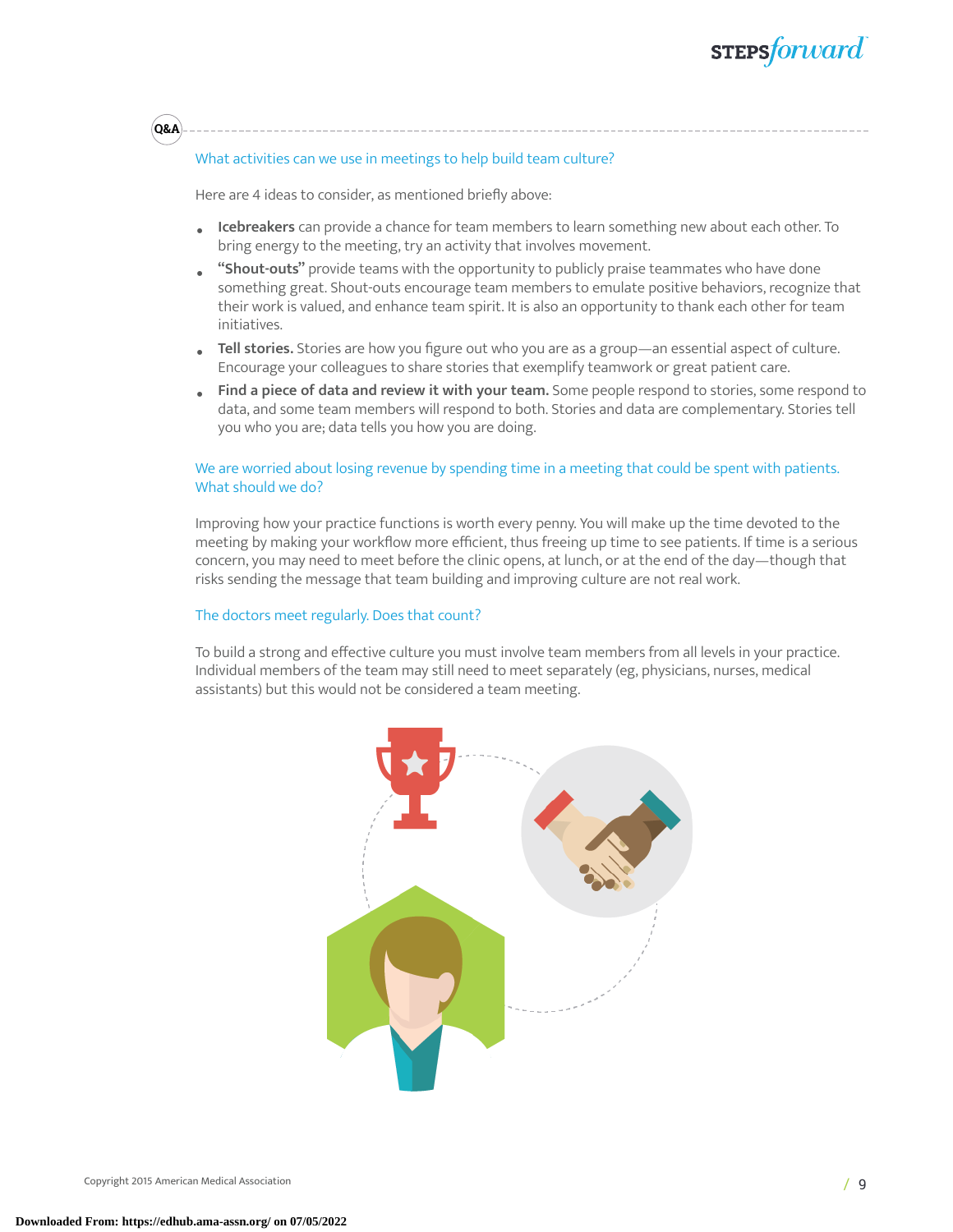Q&A

### What activities can we use in meetings to help build team culture?

Here are 4 ideas to consider, as mentioned briefly above:

- **Icebreakers** can provide a chance for team members to learn something new about each other. To bring energy to the meeting, try an activity that involves movement.
- **"Shout-outs"** provide teams with the opportunity to publicly praise teammates who have done something great. Shout-outs encourage team members to emulate positive behaviors, recognize that their work is valued, and enhance team spirit. It is also an opportunity to thank each other for team initiatives.
- **Tell stories.** Stories are how you figure out who you are as a group—an essential aspect of culture. Encourage your colleagues to share stories that exemplify teamwork or great patient care.
- **Find a piece of data and review it with your team.** Some people respond to stories, some respond to data, and some team members will respond to both. Stories and data are complementary. Stories tell you who you are; data tells you how you are doing.

### We are worried about losing revenue by spending time in a meeting that could be spent with patients. What should we do?

Improving how your practice functions is worth every penny. You will make up the time devoted to the meeting by making your workflow more efficient, thus freeing up time to see patients. If time is a serious concern, you may need to meet before the clinic opens, at lunch, or at the end of the day—though that risks sending the message that team building and improving culture are not real work.

### The doctors meet regularly. Does that count?

To build a strong and effective culture you must involve team members from all levels in your practice. Individual members of the team may still need to meet separately (eg, physicians, nurses, medical assistants) but this would not be considered a team meeting.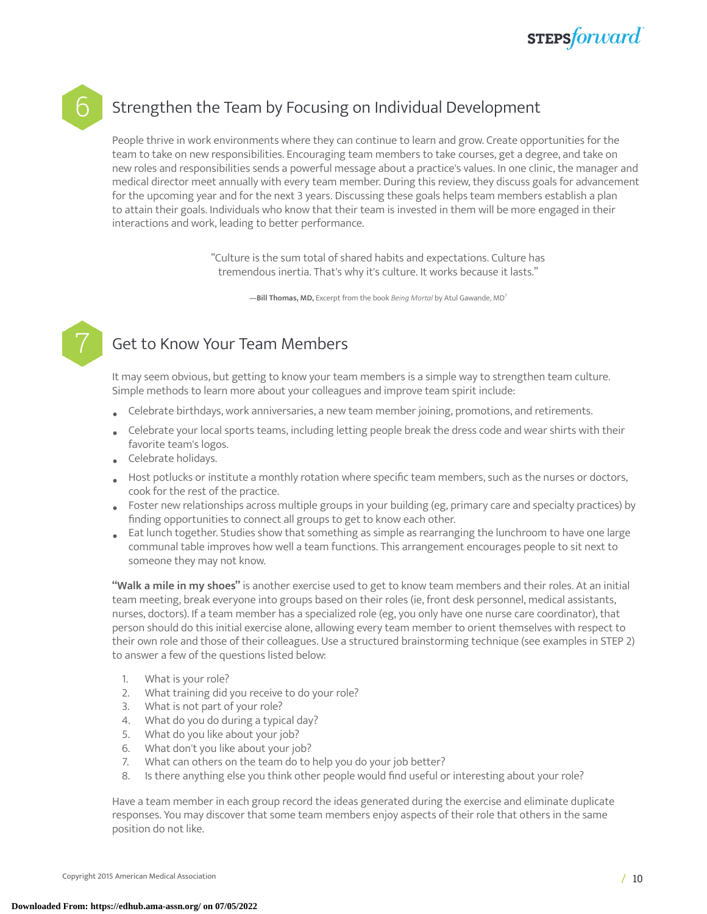## 6 Strengthen the Team by Focusing on Individual Development

People thrive in work environments where they can continue to learn and grow. Create opportunities for the team to take on new responsibilities. Encouraging team members to take courses, get a degree, and take on new roles and responsibilities sends a powerful message about a practice's values. In one clinic, the manager and medical director meet annually with every team member. During this review, they discuss goals for advancement for the upcoming year and for the next 3 years. Discussing these goals helps team members establish a plan to attain their goals. Individuals who know that their team is invested in them will be more engaged in their interactions and work, leading to better performance.

> "Culture is the sum total of shared habits and expectations. Culture has tremendous inertia. That's why it's culture. It works because it lasts."
>
> —**Bill Thomas, MD,** Excerpt from the book *Being Mortal* by Atul Gawande, MD[7]

## 7 Get to Know Your Team Members

It may seem obvious, but getting to know your team members is a simple way to strengthen team culture. Simple methods to learn more about your colleagues and improve team spirit include:

- Celebrate birthdays, work anniversaries, a new team member joining, promotions, and retirements.
- Celebrate your local sports teams, including letting people break the dress code and wear shirts with their favorite team's logos.
- Celebrate holidays.
- Host potlucks or institute a monthly rotation where specific team members, such as the nurses or doctors, cook for the rest of the practice.
- Foster new relationships across multiple groups in your building (eg, primary care and specialty practices) by finding opportunities to connect all groups to get to know each other.
- Eat lunch together. Studies show that something as simple as rearranging the lunchroom to have one large communal table improves how well a team functions. This arrangement encourages people to sit next to someone they may not know.

**"Walk a mile in my shoes"** is another exercise used to get to know team members and their roles. At an initial team meeting, break everyone into groups based on their roles (ie, front desk personnel, medical assistants, nurses, doctors). If a team member has a specialized role (eg, you only have one nurse care coordinator), that person should do this initial exercise alone, allowing every team member to orient themselves with respect to their own role and those of their colleagues. Use a structured brainstorming technique (see examples in STEP 2) to answer a few of the questions listed below:

1. What is your role?
2. What training did you receive to do your role?
3. What is not part of your role?
4. What do you do during a typical day?
5. What do you like about your job?
6. What don't you like about your job?
7. What can others on the team do to help you do your job better?
8. Is there anything else you think other people would find useful or interesting about your role?

Have a team member in each group record the ideas generated during the exercise and eliminate duplicate responses. You may discover that some team members enjoy aspects of their role that others in the same position do not like.

Copyright 2015 American Medical Association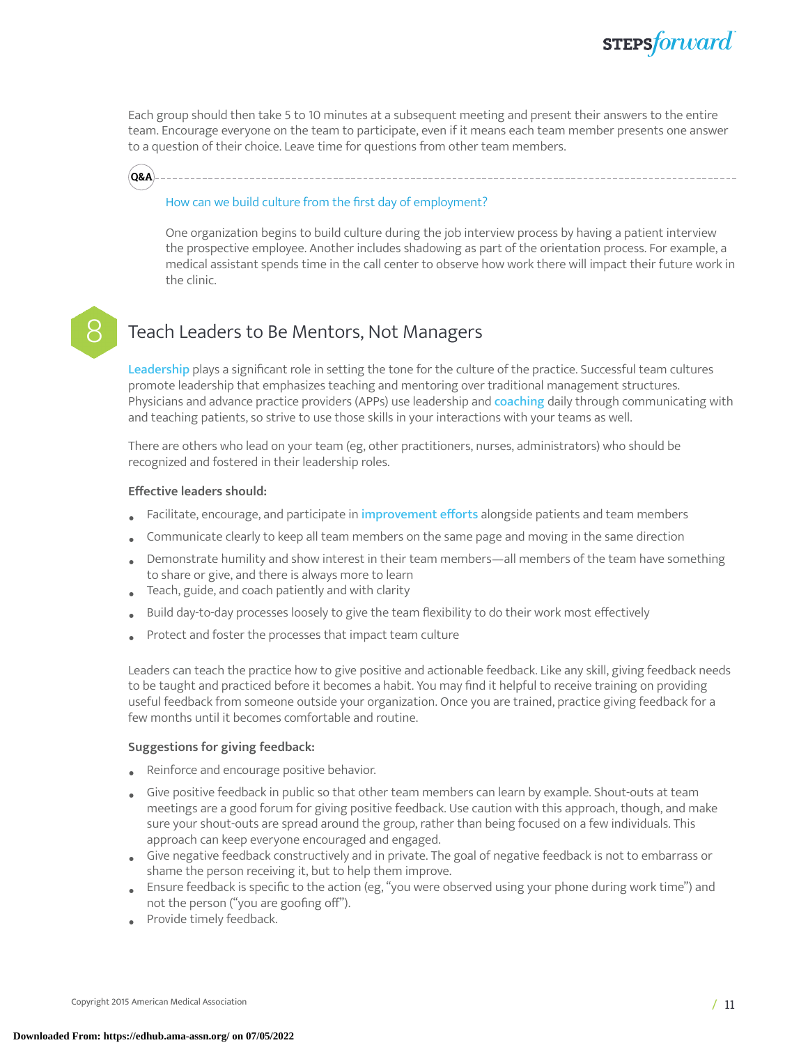Each group should then take 5 to 10 minutes at a subsequent meeting and present their answers to the entire team. Encourage everyone on the team to participate, even if it means each team member presents one answer to a question of their choice. Leave time for questions from other team members.

**Q&A**

How can we build culture from the first day of employment?

One organization begins to build culture during the job interview process by having a patient interview the prospective employee. Another includes shadowing as part of the orientation process. For example, a medical assistant spends time in the call center to observe how work there will impact their future work in the clinic.

## 8 Teach Leaders to Be Mentors, Not Managers

Leadership plays a significant role in setting the tone for the culture of the practice. Successful team cultures promote leadership that emphasizes teaching and mentoring over traditional management structures. Physicians and advance practice providers (APPs) use leadership and coaching daily through communicating with and teaching patients, so strive to use those skills in your interactions with your teams as well.

There are others who lead on your team (eg, other practitioners, nurses, administrators) who should be recognized and fostered in their leadership roles.

**Effective leaders should:**

- Facilitate, encourage, and participate in improvement efforts alongside patients and team members
- Communicate clearly to keep all team members on the same page and moving in the same direction
- Demonstrate humility and show interest in their team members—all members of the team have something to share or give, and there is always more to learn
- Teach, guide, and coach patiently and with clarity
- Build day-to-day processes loosely to give the team flexibility to do their work most effectively
- Protect and foster the processes that impact team culture

Leaders can teach the practice how to give positive and actionable feedback. Like any skill, giving feedback needs to be taught and practiced before it becomes a habit. You may find it helpful to receive training on providing useful feedback from someone outside your organization. Once you are trained, practice giving feedback for a few months until it becomes comfortable and routine.

**Suggestions for giving feedback:**

- Reinforce and encourage positive behavior.
- Give positive feedback in public so that other team members can learn by example. Shout-outs at team meetings are a good forum for giving positive feedback. Use caution with this approach, though, and make sure your shout-outs are spread around the group, rather than being focused on a few individuals. This approach can keep everyone encouraged and engaged.
- Give negative feedback constructively and in private. The goal of negative feedback is not to embarrass or shame the person receiving it, but to help them improve.
- Ensure feedback is specific to the action (eg, "you were observed using your phone during work time") and not the person ("you are goofing off").
- Provide timely feedback.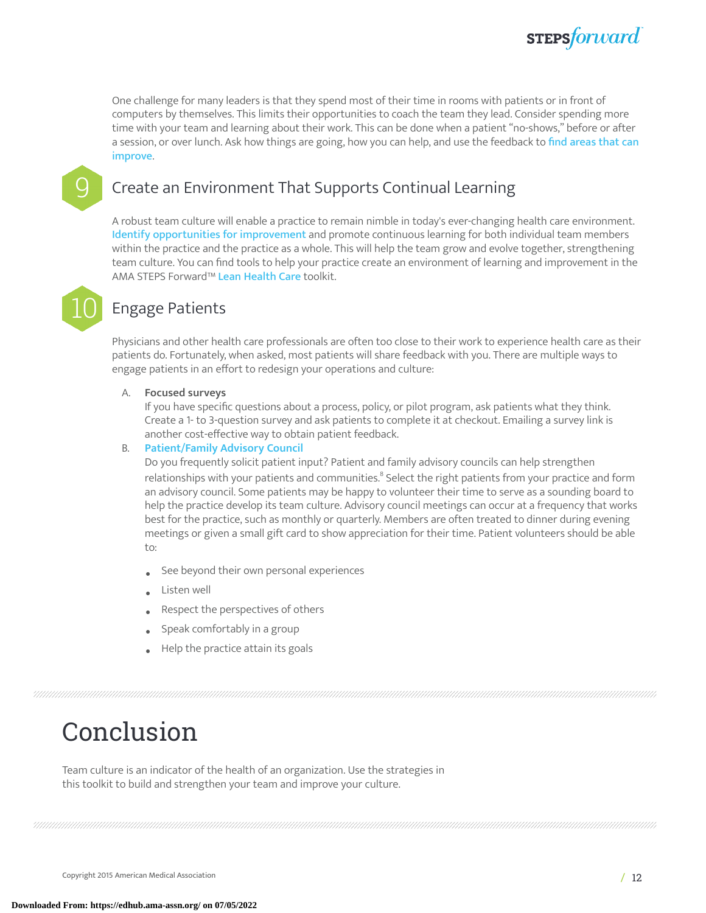One challenge for many leaders is that they spend most of their time in rooms with patients or in front of computers by themselves. This limits their opportunities to coach the team they lead. Consider spending more time with your team and learning about their work. This can be done when a patient "no-shows," before or after a session, or over lunch. Ask how things are going, how you can help, and use the feedback to find areas that can improve.

## 9 Create an Environment That Supports Continual Learning

A robust team culture will enable a practice to remain nimble in today's ever-changing health care environment. Identify opportunities for improvement and promote continuous learning for both individual team members within the practice and the practice as a whole. This will help the team grow and evolve together, strengthening team culture. You can find tools to help your practice create an environment of learning and improvement in the AMA STEPS Forward™ Lean Health Care toolkit.

## 10 Engage Patients

Physicians and other health care professionals are often too close to their work to experience health care as their patients do. Fortunately, when asked, most patients will share feedback with you. There are multiple ways to engage patients in an effort to redesign your operations and culture:

A. **Focused surveys**
   If you have specific questions about a process, policy, or pilot program, ask patients what they think. Create a 1- to 3-question survey and ask patients to complete it at checkout. Emailing a survey link is another cost-effective way to obtain patient feedback.

B. **Patient/Family Advisory Council**
   Do you frequently solicit patient input? Patient and family advisory councils can help strengthen relationships with your patients and communities.[8] Select the right patients from your practice and form an advisory council. Some patients may be happy to volunteer their time to serve as a sounding board to help the practice develop its team culture. Advisory council meetings can occur at a frequency that works best for the practice, such as monthly or quarterly. Members are often treated to dinner during evening meetings or given a small gift card to show appreciation for their time. Patient volunteers should be able to:

   - See beyond their own personal experiences
   - Listen well
   - Respect the perspectives of others
   - Speak comfortably in a group
   - Help the practice attain its goals

# Conclusion

Team culture is an indicator of the health of an organization. Use the strategies in this toolkit to build and strengthen your team and improve your culture.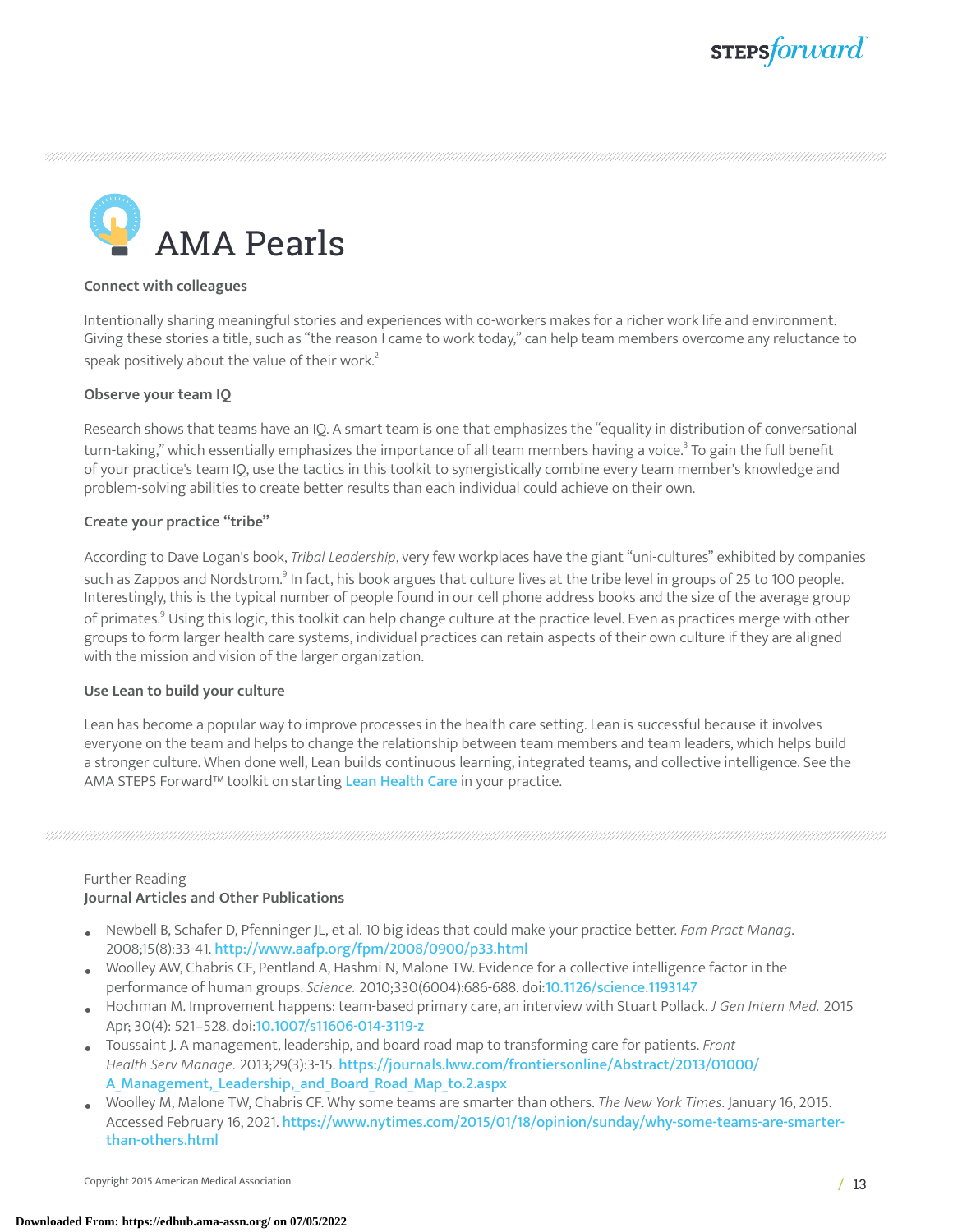# AMA Pearls

**Connect with colleagues**

Intentionally sharing meaningful stories and experiences with co-workers makes for a richer work life and environment. Giving these stories a title, such as "the reason I came to work today," can help team members overcome any reluctance to speak positively about the value of their work.[2]

**Observe your team IQ**

Research shows that teams have an IQ. A smart team is one that emphasizes the "equality in distribution of conversational turn-taking," which essentially emphasizes the importance of all team members having a voice.[3] To gain the full benefit of your practice's team IQ, use the tactics in this toolkit to synergistically combine every team member's knowledge and problem-solving abilities to create better results than each individual could achieve on their own.

**Create your practice "tribe"**

According to Dave Logan's book, *Tribal Leadership*, very few workplaces have the giant "uni-cultures" exhibited by companies such as Zappos and Nordstrom.[9] In fact, his book argues that culture lives at the tribe level in groups of 25 to 100 people. Interestingly, this is the typical number of people found in our cell phone address books and the size of the average group of primates.[9] Using this logic, this toolkit can help change culture at the practice level. Even as practices merge with other groups to form larger health care systems, individual practices can retain aspects of their own culture if they are aligned with the mission and vision of the larger organization.

**Use Lean to build your culture**

Lean has become a popular way to improve processes in the health care setting. Lean is successful because it involves everyone on the team and helps to change the relationship between team members and team leaders, which helps build a stronger culture. When done well, Lean builds continuous learning, integrated teams, and collective intelligence. See the AMA STEPS Forward™ toolkit on starting Lean Health Care in your practice.

Further Reading

**Journal Articles and Other Publications**

- Newbell B, Schafer D, Pfenninger JL, et al. 10 big ideas that could make your practice better. *Fam Pract Manag*. 2008;15(8):33-41. http://www.aafp.org/fpm/2008/0900/p33.html
- Woolley AW, Chabris CF, Pentland A, Hashmi N, Malone TW. Evidence for a collective intelligence factor in the performance of human groups. *Science.* 2010;330(6004):686-688. doi:10.1126/science.1193147
- Hochman M. Improvement happens: team-based primary care, an interview with Stuart Pollack. *J Gen Intern Med.* 2015 Apr; 30(4): 521–528. doi:10.1007/s11606-014-3119-z
- Toussaint J. A management, leadership, and board road map to transforming care for patients. *Front Health Serv Manage.* 2013;29(3):3-15. https://journals.lww.com/frontiersonline/Abstract/2013/01000/A_Management,_Leadership,_and_Board_Road_Map_to.2.aspx
- Woolley M, Malone TW, Chabris CF. Why some teams are smarter than others. *The New York Times*. January 16, 2015. Accessed February 16, 2021. https://www.nytimes.com/2015/01/18/opinion/sunday/why-some-teams-are-smarter-than-others.html

Copyright 2015 American Medical Association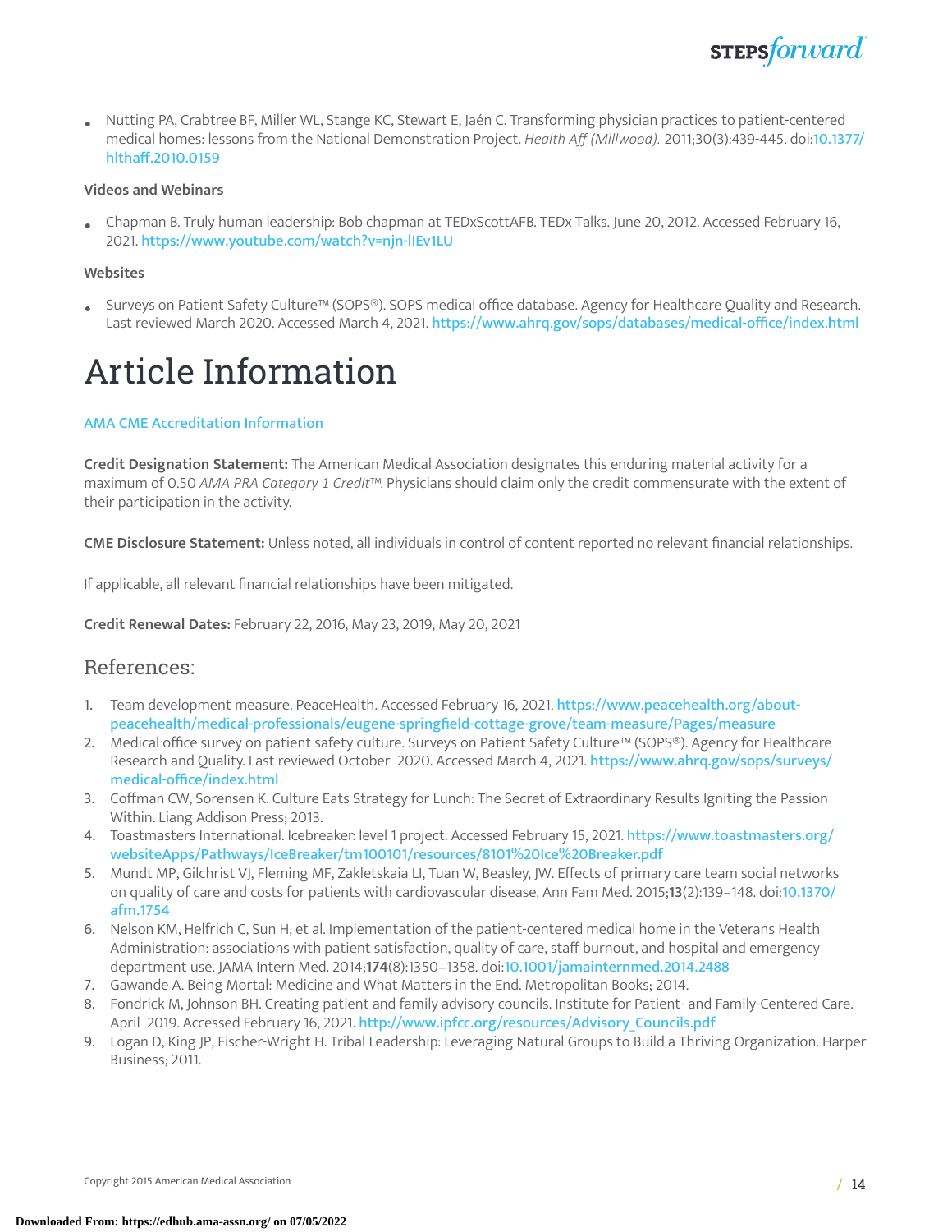- Nutting PA, Crabtree BF, Miller WL, Stange KC, Stewart E, Jaén C. Transforming physician practices to patient-centered medical homes: lessons from the National Demonstration Project. *Health Aff (Millwood).* 2011;30(3):439-445. doi:10.1377/hlthaff.2010.0159

### Videos and Webinars

- Chapman B. Truly human leadership: Bob chapman at TEDxScottAFB. TEDx Talks. June 20, 2012. Accessed February 16, 2021. https://www.youtube.com/watch?v=njn-lIEv1LU

### Websites

- Surveys on Patient Safety Culture™ (SOPS®). SOPS medical office database. Agency for Healthcare Quality and Research. Last reviewed March 2020. Accessed March 4, 2021. https://www.ahrq.gov/sops/databases/medical-office/index.html

# Article Information

AMA CME Accreditation Information

**Credit Designation Statement:** The American Medical Association designates this enduring material activity for a maximum of 0.50 *AMA PRA Category 1 Credit*™. Physicians should claim only the credit commensurate with the extent of their participation in the activity.

**CME Disclosure Statement:** Unless noted, all individuals in control of content reported no relevant financial relationships.

If applicable, all relevant financial relationships have been mitigated.

**Credit Renewal Dates:** February 22, 2016, May 23, 2019, May 20, 2021

## References:

1. Team development measure. PeaceHealth. Accessed February 16, 2021. https://www.peacehealth.org/about-peacehealth/medical-professionals/eugene-springfield-cottage-grove/team-measure/Pages/measure
2. Medical office survey on patient safety culture. Surveys on Patient Safety Culture™ (SOPS®). Agency for Healthcare Research and Quality. Last reviewed October 2020. Accessed March 4, 2021. https://www.ahrq.gov/sops/surveys/medical-office/index.html
3. Coffman CW, Sorensen K. Culture Eats Strategy for Lunch: The Secret of Extraordinary Results Igniting the Passion Within. Liang Addison Press; 2013.
4. Toastmasters International. Icebreaker: level 1 project. Accessed February 15, 2021. https://www.toastmasters.org/websiteApps/Pathways/IceBreaker/tm100101/resources/8101%20Ice%20Breaker.pdf
5. Mundt MP, Gilchrist VJ, Fleming MF, Zakletskaia LI, Tuan W, Beasley, JW. Effects of primary care team social networks on quality of care and costs for patients with cardiovascular disease. Ann Fam Med. 2015;**13**(2):139–148. doi:10.1370/afm.1754
6. Nelson KM, Helfrich C, Sun H, et al. Implementation of the patient-centered medical home in the Veterans Health Administration: associations with patient satisfaction, quality of care, staff burnout, and hospital and emergency department use. JAMA Intern Med. 2014;**174**(8):1350–1358. doi:10.1001/jamainternmed.2014.2488
7. Gawande A. Being Mortal: Medicine and What Matters in the End. Metropolitan Books; 2014.
8. Fondrick M, Johnson BH. Creating patient and family advisory councils. Institute for Patient- and Family-Centered Care. April 2019. Accessed February 16, 2021. http://www.ipfcc.org/resources/Advisory_Councils.pdf
9. Logan D, King JP, Fischer-Wright H. Tribal Leadership: Leveraging Natural Groups to Build a Thriving Organization. Harper Business; 2011.